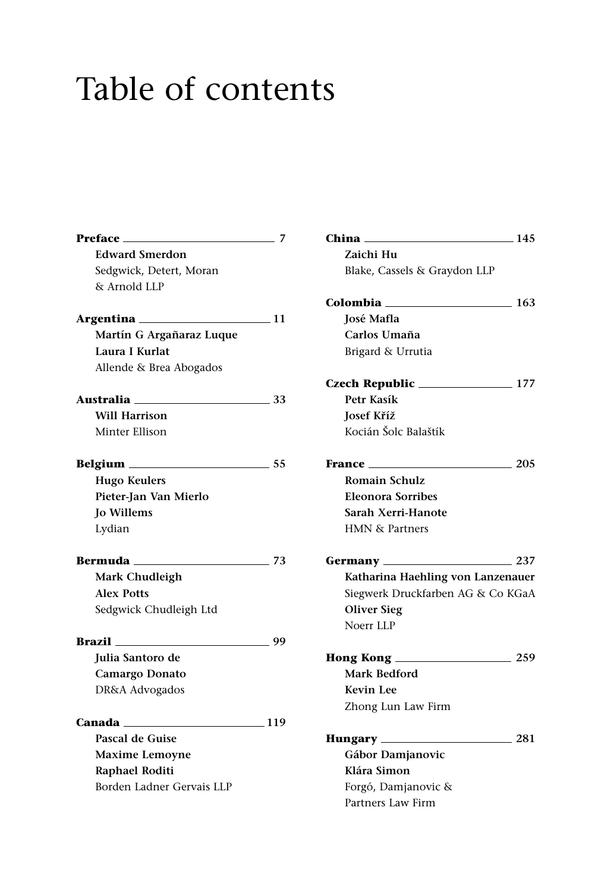# Table of contents

**Preface** 7
**Edward Smerdon**
Sedgwick, Detert, Moran & Arnold LLP

**Argentina** 11
**Martín G Argañaraz Luque**
**Laura I Kurlat**
Allende & Brea Abogados

**Australia** 33
**Will Harrison**
Minter Ellison

**Belgium** 55
**Hugo Keulers**
**Pieter-Jan Van Mierlo**
**Jo Willems**
Lydian

**Bermuda** 73
**Mark Chudleigh**
**Alex Potts**
Sedgwick Chudleigh Ltd

**Brazil** 99
**Julia Santoro de Camargo Donato**
DR&A Advogados

**Canada** 119
**Pascal de Guise**
**Maxime Lemoyne**
**Raphael Roditi**
Borden Ladner Gervais LLP

**China** 145
**Zaichi Hu**
Blake, Cassels & Graydon LLP

**Colombia** 163
**José Mafla**
**Carlos Umaña**
Brigard & Urrutia

**Czech Republic** 177
**Petr Kasík**
**Josef Kříž**
Kocián Šolc Balaštík

**France** 205
**Romain Schulz**
**Eleonora Sorribes**
**Sarah Xerri-Hanote**
HMN & Partners

**Germany** 237
**Katharina Haehling von Lanzenauer**
Siegwerk Druckfarben AG & Co KGaA
**Oliver Sieg**
Noerr LLP

**Hong Kong** 259
**Mark Bedford**
**Kevin Lee**
Zhong Lun Law Firm

**Hungary** 281
**Gábor Damjanovic**
**Klára Simon**
Forgó, Damjanovic & Partners Law Firm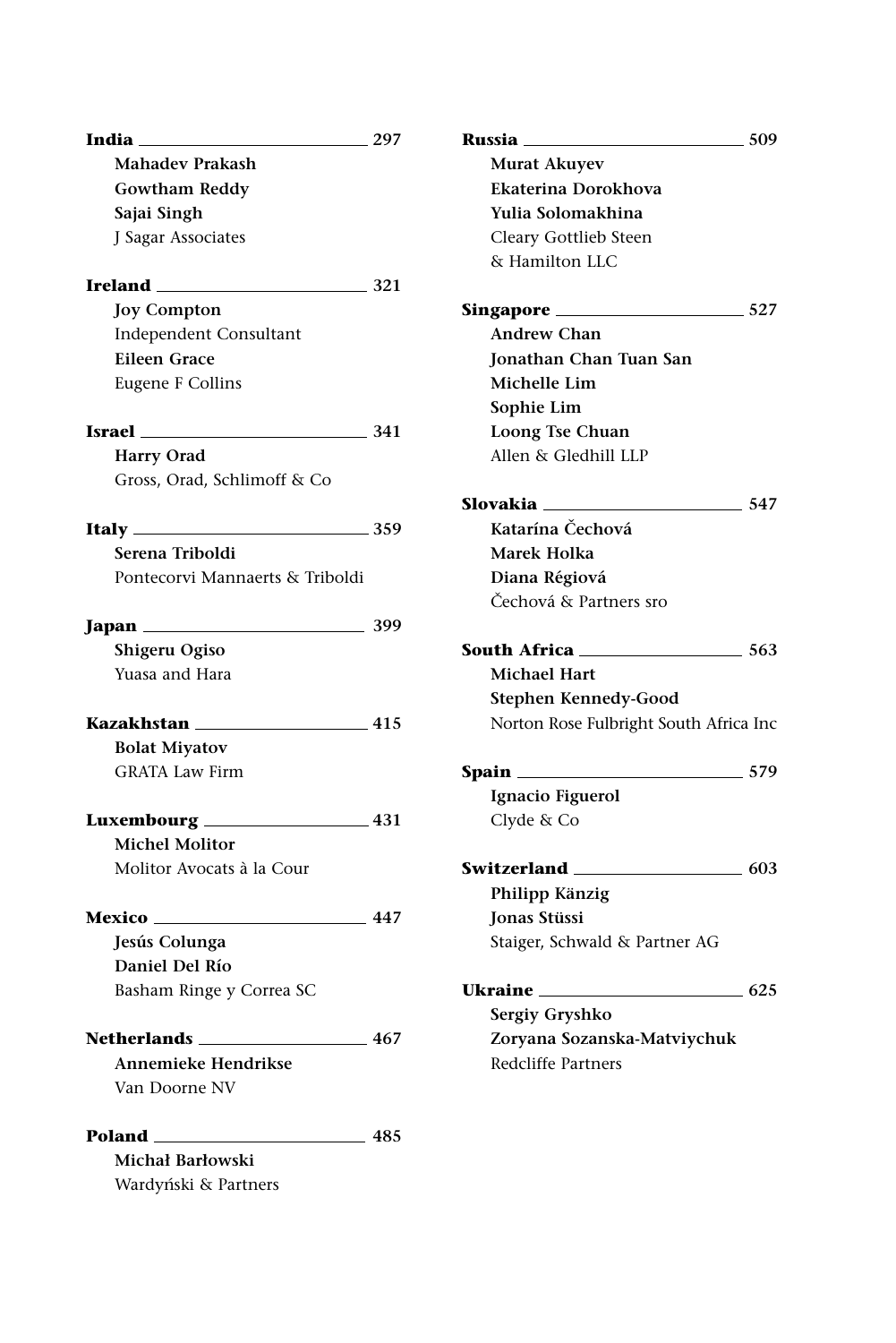**India** 297

**Mahadev Prakash**
**Gowtham Reddy**
**Sajai Singh**
J Sagar Associates

**Ireland** 321

**Joy Compton**
Independent Consultant
**Eileen Grace**
Eugene F Collins

**Israel** 341

**Harry Orad**
Gross, Orad, Schlimoff & Co

**Italy** 359

**Serena Triboldi**
Pontecorvi Mannaerts & Triboldi

**Japan** 399

**Shigeru Ogiso**
Yuasa and Hara

**Kazakhstan** 415

**Bolat Miyatov**
GRATA Law Firm

**Luxembourg** 431

**Michel Molitor**
Molitor Avocats à la Cour

**Mexico** 447

**Jesús Colunga**
**Daniel Del Río**
Basham Ringe y Correa SC

**Netherlands** 467

**Annemieke Hendrikse**
Van Doorne NV

**Poland** 485

**Michał Barłowski**
Wardyński & Partners

**Russia** 509

**Murat Akuyev**
**Ekaterina Dorokhova**
**Yulia Solomakhina**
Cleary Gottlieb Steen & Hamilton LLC

**Singapore** 527

**Andrew Chan**
**Jonathan Chan Tuan San**
**Michelle Lim**
**Sophie Lim**
**Loong Tse Chuan**
Allen & Gledhill LLP

**Slovakia** 547

**Katarína Čechová**
**Marek Holka**
**Diana Régiová**
Čechová & Partners sro

**South Africa** 563

**Michael Hart**
**Stephen Kennedy-Good**
Norton Rose Fulbright South Africa Inc

**Spain** 579

**Ignacio Figuerol**
Clyde & Co

**Switzerland** 603

**Philipp Känzig**
**Jonas Stüssi**
Staiger, Schwald & Partner AG

**Ukraine** 625

**Sergiy Gryshko**
**Zoryana Sozanska-Matviychuk**
Redcliffe Partners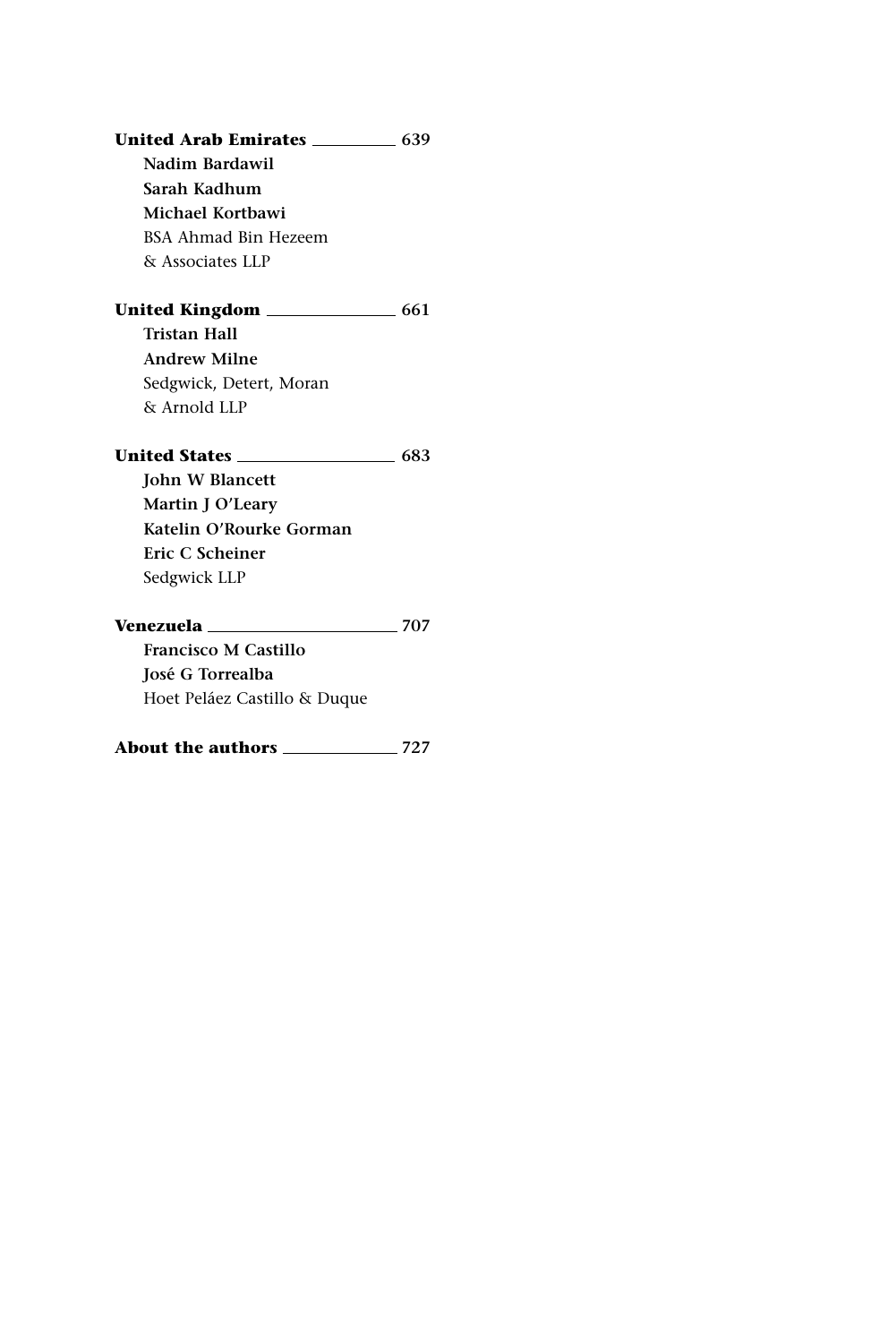**United Arab Emirates** ________ 639

**Nadim Bardawil**
**Sarah Kadhum**
**Michael Kortbawi**
BSA Ahmad Bin Hezeem
& Associates LLP

**United Kingdom** ________ 661

**Tristan Hall**
**Andrew Milne**
Sedgwick, Detert, Moran
& Arnold LLP

**United States** ________ 683

**John W Blancett**
**Martin J O'Leary**
**Katelin O'Rourke Gorman**
**Eric C Scheiner**
Sedgwick LLP

**Venezuela** ________ 707

**Francisco M Castillo**
**José G Torrealba**
Hoet Peláez Castillo & Duque

**About the authors** ________ 727